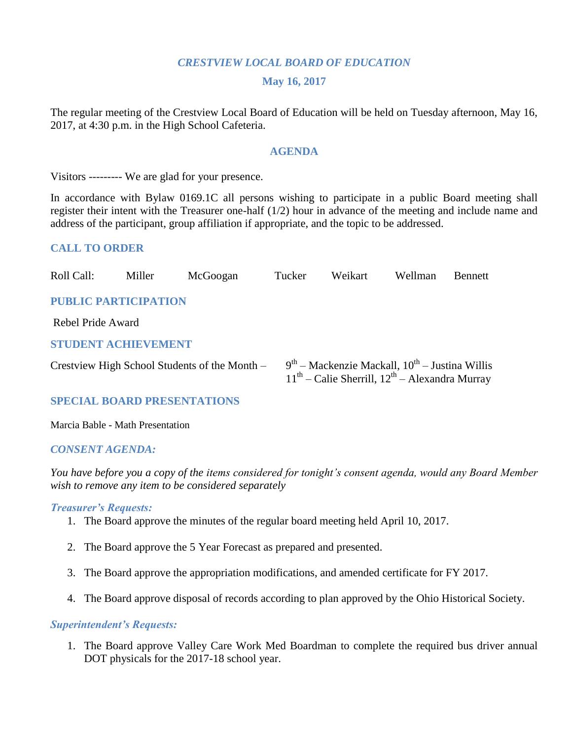# *CRESTVIEW LOCAL BOARD OF EDUCATION*

## May 16, 2017

The regular meeting of the Crestview Local Board of Education will be held on Tuesday afternoon, May 16, 2017, at 4:30 p.m. in the High School Cafeteria.

## AGENDA

Visitors --------- We are glad for your presence.

In accordance with Bylaw 0169.1C all persons wishing to participate in a public Board meeting shall register their intent with the Treasurer one-half (1/2) hour in advance of the meeting and include name and address of the participant, group affiliation if appropriate, and the topic to be addressed.

### CALL TO ORDER

Roll Call: Miller McGoogan Tucker Weikart Wellman Bennett

### PUBLIC PARTICIPATION

Rebel Pride Award

### STUDENT ACHIEVEMENT

Crestview High School Students of the Month – 9th – Mackenzie Mackall, 10th – Justina Willis
11th – Calie Sherrill, 12th – Alexandra Murray

### SPECIAL BOARD PRESENTATIONS

Marcia Bable - Math Presentation

### *CONSENT AGENDA:*

*You have before you a copy of the items considered for tonight's consent agenda, would any Board Member wish to remove any item to be considered separately*

#### *Treasurer's Requests:*

1. The Board approve the minutes of the regular board meeting held April 10, 2017.

2. The Board approve the 5 Year Forecast as prepared and presented.

3. The Board approve the appropriation modifications, and amended certificate for FY 2017.

4. The Board approve disposal of records according to plan approved by the Ohio Historical Society.

#### *Superintendent's Requests:*

1. The Board approve Valley Care Work Med Boardman to complete the required bus driver annual DOT physicals for the 2017-18 school year.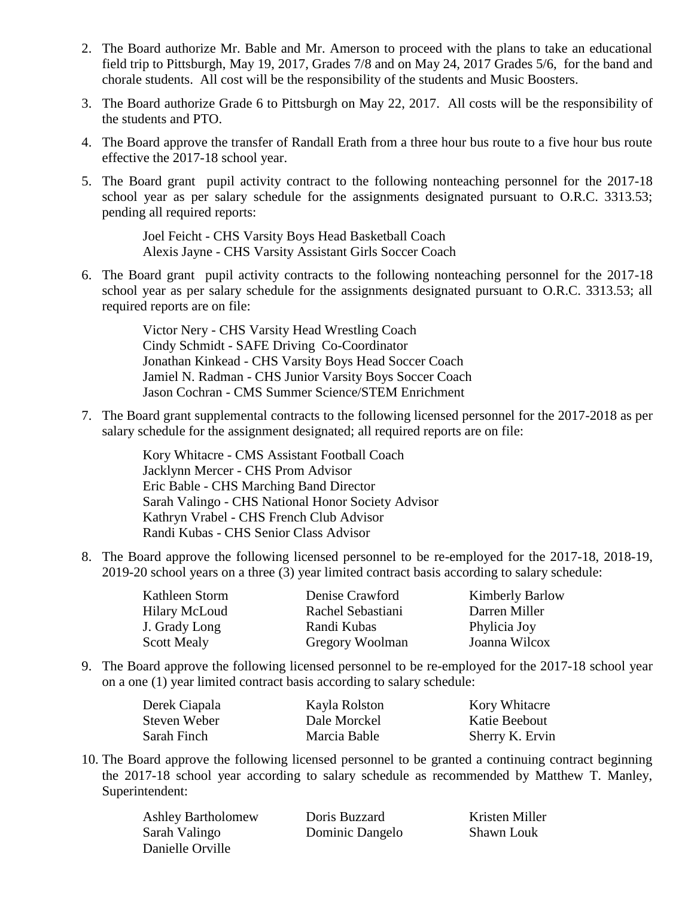2. The Board authorize Mr. Bable and Mr. Amerson to proceed with the plans to take an educational field trip to Pittsburgh, May 19, 2017, Grades 7/8 and on May 24, 2017 Grades 5/6, for the band and chorale students. All cost will be the responsibility of the students and Music Boosters.

3. The Board authorize Grade 6 to Pittsburgh on May 22, 2017. All costs will be the responsibility of the students and PTO.

4. The Board approve the transfer of Randall Erath from a three hour bus route to a five hour bus route effective the 2017-18 school year.

5. The Board grant pupil activity contract to the following nonteaching personnel for the 2017-18 school year as per salary schedule for the assignments designated pursuant to O.R.C. 3313.53; pending all required reports:

   Joel Feicht - CHS Varsity Boys Head Basketball Coach
   Alexis Jayne - CHS Varsity Assistant Girls Soccer Coach

6. The Board grant pupil activity contracts to the following nonteaching personnel for the 2017-18 school year as per salary schedule for the assignments designated pursuant to O.R.C. 3313.53; all required reports are on file:

   Victor Nery - CHS Varsity Head Wrestling Coach
   Cindy Schmidt - SAFE Driving Co-Coordinator
   Jonathan Kinkead - CHS Varsity Boys Head Soccer Coach
   Jamiel N. Radman - CHS Junior Varsity Boys Soccer Coach
   Jason Cochran - CMS Summer Science/STEM Enrichment

7. The Board grant supplemental contracts to the following licensed personnel for the 2017-2018 as per salary schedule for the assignment designated; all required reports are on file:

   Kory Whitacre - CMS Assistant Football Coach
   Jacklynn Mercer - CHS Prom Advisor
   Eric Bable - CHS Marching Band Director
   Sarah Valingo - CHS National Honor Society Advisor
   Kathryn Vrabel - CHS French Club Advisor
   Randi Kubas - CHS Senior Class Advisor

8. The Board approve the following licensed personnel to be re-employed for the 2017-18, 2018-19, 2019-20 school years on a three (3) year limited contract basis according to salary schedule:

| | | |
|---|---|---|
| Kathleen Storm | Denise Crawford | Kimberly Barlow |
| Hilary McLoud | Rachel Sebastiani | Darren Miller |
| J. Grady Long | Randi Kubas | Phylicia Joy |
| Scott Mealy | Gregory Woolman | Joanna Wilcox |

9. The Board approve the following licensed personnel to be re-employed for the 2017-18 school year on a one (1) year limited contract basis according to salary schedule:

| | | |
|---|---|---|
| Derek Ciapala | Kayla Rolston | Kory Whitacre |
| Steven Weber | Dale Morckel | Katie Beebout |
| Sarah Finch | Marcia Bable | Sherry K. Ervin |

10. The Board approve the following licensed personnel to be granted a continuing contract beginning the 2017-18 school year according to salary schedule as recommended by Matthew T. Manley, Superintendent:

| | | |
|---|---|---|
| Ashley Bartholomew | Doris Buzzard | Kristen Miller |
| Sarah Valingo | Dominic Dangelo | Shawn Louk |
| Danielle Orville | | |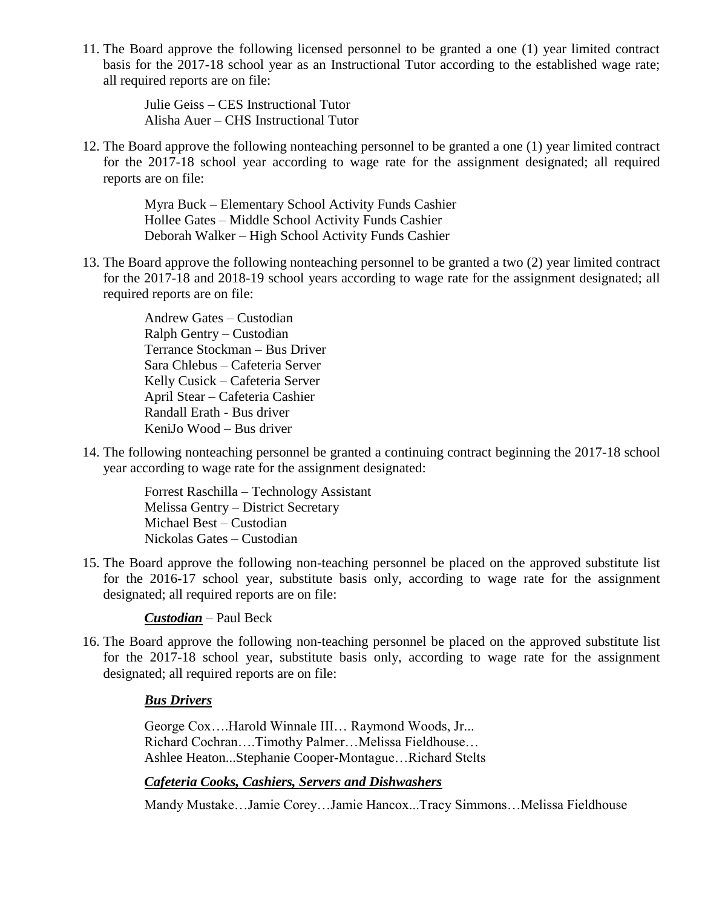11. The Board approve the following licensed personnel to be granted a one (1) year limited contract basis for the 2017-18 school year as an Instructional Tutor according to the established wage rate; all required reports are on file:

    Julie Geiss – CES Instructional Tutor
    Alisha Auer – CHS Instructional Tutor

12. The Board approve the following nonteaching personnel to be granted a one (1) year limited contract for the 2017-18 school year according to wage rate for the assignment designated; all required reports are on file:

    Myra Buck – Elementary School Activity Funds Cashier
    Hollee Gates – Middle School Activity Funds Cashier
    Deborah Walker – High School Activity Funds Cashier

13. The Board approve the following nonteaching personnel to be granted a two (2) year limited contract for the 2017-18 and 2018-19 school years according to wage rate for the assignment designated; all required reports are on file:

    Andrew Gates – Custodian
    Ralph Gentry – Custodian
    Terrance Stockman – Bus Driver
    Sara Chlebus – Cafeteria Server
    Kelly Cusick – Cafeteria Server
    April Stear – Cafeteria Cashier
    Randall Erath - Bus driver
    KeniJo Wood – Bus driver

14. The following nonteaching personnel be granted a continuing contract beginning the 2017-18 school year according to wage rate for the assignment designated:

    Forrest Raschilla – Technology Assistant
    Melissa Gentry – District Secretary
    Michael Best – Custodian
    Nickolas Gates – Custodian

15. The Board approve the following non-teaching personnel be placed on the approved substitute list for the 2016-17 school year, substitute basis only, according to wage rate for the assignment designated; all required reports are on file:

    ***Custodian*** – Paul Beck

16. The Board approve the following non-teaching personnel be placed on the approved substitute list for the 2017-18 school year, substitute basis only, according to wage rate for the assignment designated; all required reports are on file:

    ***Bus Drivers***

    George Cox….Harold Winnale III… Raymond Woods, Jr...
    Richard Cochran….Timothy Palmer…Melissa Fieldhouse…
    Ashlee Heaton...Stephanie Cooper-Montague…Richard Stelts

    ***Cafeteria Cooks, Cashiers, Servers and Dishwashers***

    Mandy Mustake…Jamie Corey…Jamie Hancox...Tracy Simmons…Melissa Fieldhouse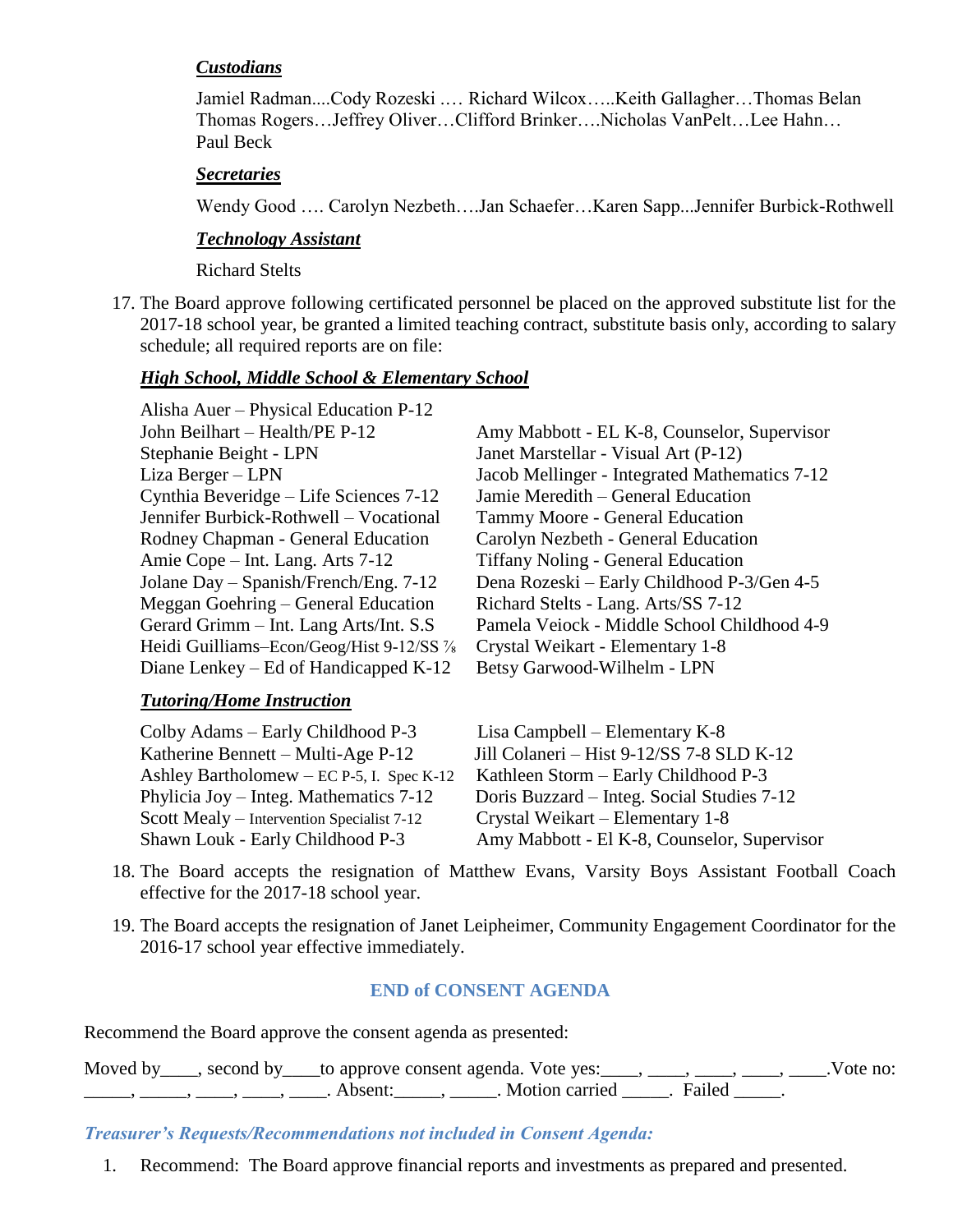***Custodians***

Jamiel Radman....Cody Rozeski .… Richard Wilcox…..Keith Gallagher…Thomas Belan Thomas Rogers…Jeffrey Oliver…Clifford Brinker….Nicholas VanPelt…Lee Hahn… Paul Beck

***Secretaries***

Wendy Good …. Carolyn Nezbeth….Jan Schaefer…Karen Sapp...Jennifer Burbick-Rothwell

***Technology Assistant***

Richard Stelts

17. The Board approve following certificated personnel be placed on the approved substitute list for the 2017-18 school year, be granted a limited teaching contract, substitute basis only, according to salary schedule; all required reports are on file:

***High School, Middle School & Elementary School***

| | |
|---|---|
| Alisha Auer – Physical Education P-12 | |
| John Beilhart – Health/PE P-12 | Amy Mabbott - EL K-8, Counselor, Supervisor |
| Stephanie Beight - LPN | Janet Marstellar - Visual Art (P-12) |
| Liza Berger – LPN | Jacob Mellinger - Integrated Mathematics 7-12 |
| Cynthia Beveridge – Life Sciences 7-12 | Jamie Meredith – General Education |
| Jennifer Burbick-Rothwell – Vocational | Tammy Moore - General Education |
| Rodney Chapman - General Education | Carolyn Nezbeth - General Education |
| Amie Cope – Int. Lang. Arts 7-12 | Tiffany Noling - General Education |
| Jolane Day – Spanish/French/Eng. 7-12 | Dena Rozeski – Early Childhood P-3/Gen 4-5 |
| Meggan Goehring – General Education | Richard Stelts - Lang. Arts/SS 7-12 |
| Gerard Grimm – Int. Lang Arts/Int. S.S | Pamela Veiock - Middle School Childhood 4-9 |
| Heidi Guilliams–Econ/Geog/Hist 9-12/SS 7/8 | Crystal Weikart - Elementary 1-8 |
| Diane Lenkey – Ed of Handicapped K-12 | Betsy Garwood-Wilhelm - LPN |

***Tutoring/Home Instruction***

| | |
|---|---|
| Colby Adams – Early Childhood P-3 | Lisa Campbell – Elementary K-8 |
| Katherine Bennett – Multi-Age P-12 | Jill Colaneri – Hist 9-12/SS 7-8 SLD K-12 |
| Ashley Bartholomew – EC P-5, I. Spec K-12 | Kathleen Storm – Early Childhood P-3 |
| Phylicia Joy – Integ. Mathematics 7-12 | Doris Buzzard – Integ. Social Studies 7-12 |
| Scott Mealy – Intervention Specialist 7-12 | Crystal Weikart – Elementary 1-8 |
| Shawn Louk - Early Childhood P-3 | Amy Mabbott - El K-8, Counselor, Supervisor |

18. The Board accepts the resignation of Matthew Evans, Varsity Boys Assistant Football Coach effective for the 2017-18 school year.

19. The Board accepts the resignation of Janet Leipheimer, Community Engagement Coordinator for the 2016-17 school year effective immediately.

**END of CONSENT AGENDA**

Recommend the Board approve the consent agenda as presented:

Moved by____, second by____to approve consent agenda. Vote yes:____, ____, ____, ____, ____.Vote no: _____, _____, ____, ____, ____. Absent:_____, _____. Motion carried _____. Failed _____.

***Treasurer's Requests/Recommendations not included in Consent Agenda:***

1. Recommend: The Board approve financial reports and investments as prepared and presented.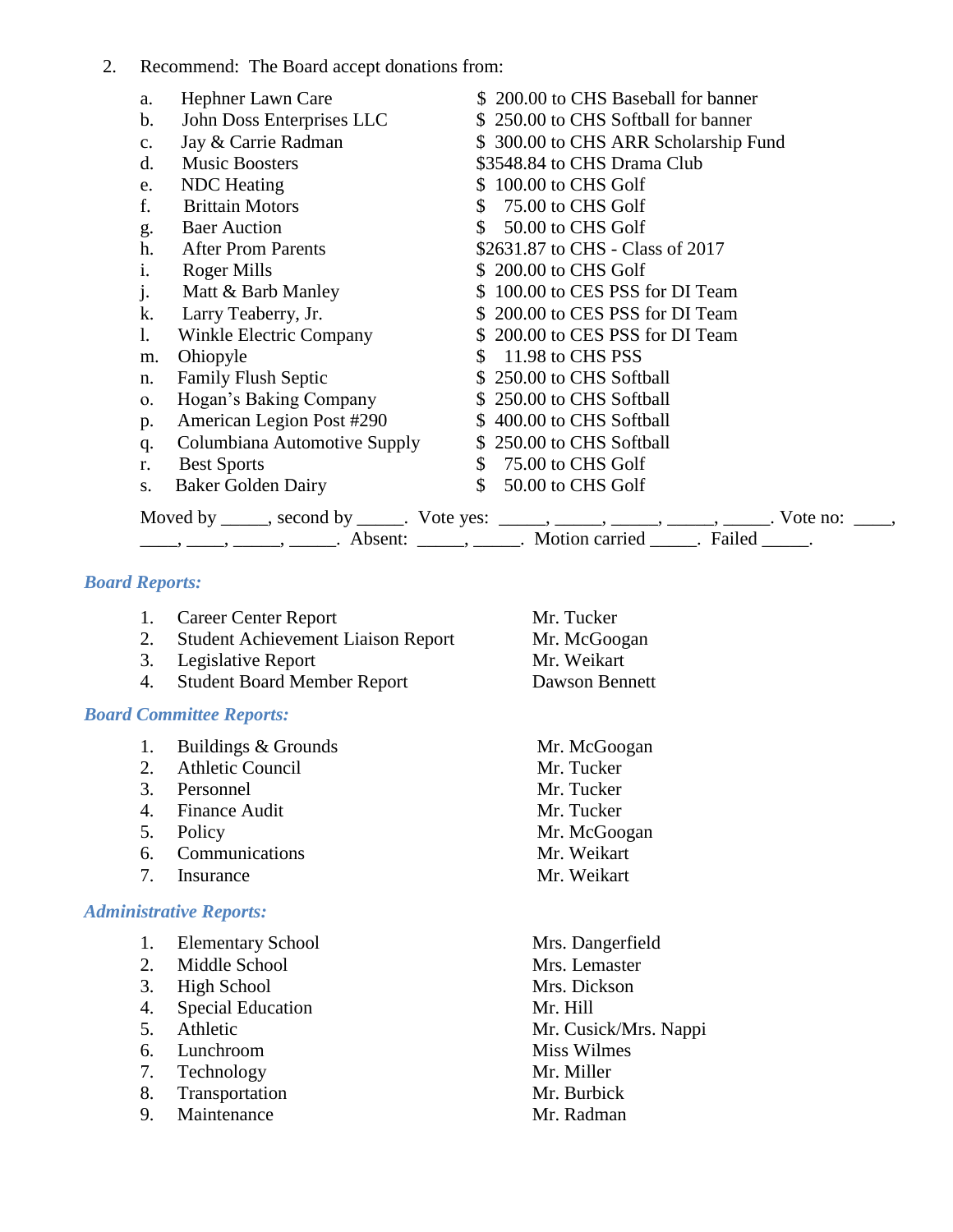2. Recommend: The Board accept donations from:

| | | |
|---|---|---|
| a. | Hephner Lawn Care | $ 200.00 to CHS Baseball for banner |
| b. | John Doss Enterprises LLC | $ 250.00 to CHS Softball for banner |
| c. | Jay & Carrie Radman | $ 300.00 to CHS ARR Scholarship Fund |
| d. | Music Boosters | $3548.84 to CHS Drama Club |
| e. | NDC Heating | $ 100.00 to CHS Golf |
| f. | Brittain Motors | $ 75.00 to CHS Golf |
| g. | Baer Auction | $ 50.00 to CHS Golf |
| h. | After Prom Parents | $2631.87 to CHS - Class of 2017 |
| i. | Roger Mills | $ 200.00 to CHS Golf |
| j. | Matt & Barb Manley | $ 100.00 to CES PSS for DI Team |
| k. | Larry Teaberry, Jr. | $ 200.00 to CES PSS for DI Team |
| l. | Winkle Electric Company | $ 200.00 to CES PSS for DI Team |
| m. | Ohiopyle | $ 11.98 to CHS PSS |
| n. | Family Flush Septic | $ 250.00 to CHS Softball |
| o. | Hogan's Baking Company | $ 250.00 to CHS Softball |
| p. | American Legion Post #290 | $ 400.00 to CHS Softball |
| q. | Columbiana Automotive Supply | $ 250.00 to CHS Softball |
| r. | Best Sports | $ 75.00 to CHS Golf |
| s. | Baker Golden Dairy | $ 50.00 to CHS Golf |

Moved by _____, second by _____. Vote yes: _____, _____, _____, _____, _____. Vote no: ____, ____, ____, _____, _____. Absent: _____, _____. Motion carried _____. Failed _____.

### *Board Reports:*

1. Career Center Report — Mr. Tucker
2. Student Achievement Liaison Report — Mr. McGoogan
3. Legislative Report — Mr. Weikart
4. Student Board Member Report — Dawson Bennett

### *Board Committee Reports:*

1. Buildings & Grounds — Mr. McGoogan
2. Athletic Council — Mr. Tucker
3. Personnel — Mr. Tucker
4. Finance Audit — Mr. Tucker
5. Policy — Mr. McGoogan
6. Communications — Mr. Weikart
7. Insurance — Mr. Weikart

### *Administrative Reports:*

1. Elementary School — Mrs. Dangerfield
2. Middle School — Mrs. Lemaster
3. High School — Mrs. Dickson
4. Special Education — Mr. Hill
5. Athletic — Mr. Cusick/Mrs. Nappi
6. Lunchroom — Miss Wilmes
7. Technology — Mr. Miller
8. Transportation — Mr. Burbick
9. Maintenance — Mr. Radman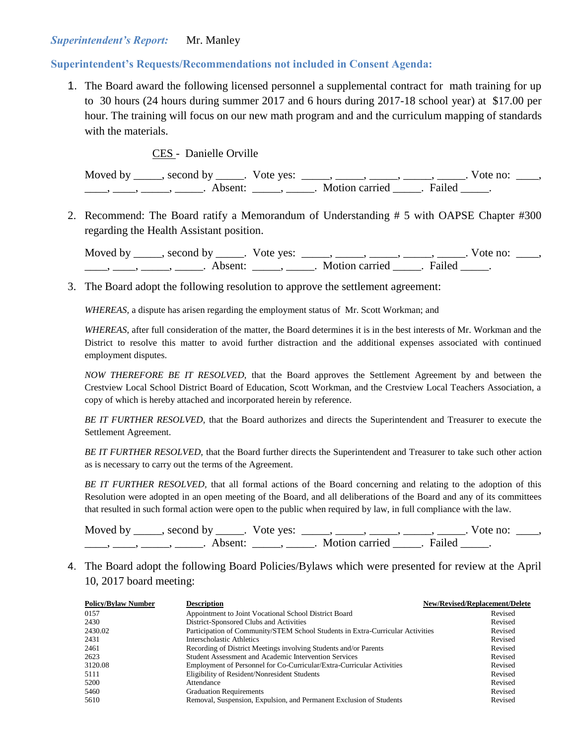***Superintendent's Report:*** Mr. Manley

**Superintendent's Requests/Recommendations not included in Consent Agenda:**

1. The Board award the following licensed personnel a supplemental contract for math training for up to 30 hours (24 hours during summer 2017 and 6 hours during 2017-18 school year) at $17.00 per hour. The training will focus on our new math program and and the curriculum mapping of standards with the materials.

   CES - Danielle Orville

   Moved by _____, second by _____. Vote yes: _____, _____, _____, _____, _____. Vote no: ____, ____, ____, _____, _____. Absent: _____, _____. Motion carried _____. Failed _____.

2. Recommend: The Board ratify a Memorandum of Understanding # 5 with OAPSE Chapter #300 regarding the Health Assistant position.

   Moved by _____, second by _____. Vote yes: _____, _____, _____, _____, _____. Vote no: ____, ____, ____, _____, _____. Absent: _____, _____. Motion carried _____. Failed _____.

3. The Board adopt the following resolution to approve the settlement agreement:

   *WHEREAS*, a dispute has arisen regarding the employment status of Mr. Scott Workman; and

   *WHEREAS*, after full consideration of the matter, the Board determines it is in the best interests of Mr. Workman and the District to resolve this matter to avoid further distraction and the additional expenses associated with continued employment disputes.

   *NOW THEREFORE BE IT RESOLVED,* that the Board approves the Settlement Agreement by and between the Crestview Local School District Board of Education, Scott Workman, and the Crestview Local Teachers Association, a copy of which is hereby attached and incorporated herein by reference.

   *BE IT FURTHER RESOLVED,* that the Board authorizes and directs the Superintendent and Treasurer to execute the Settlement Agreement.

   *BE IT FURTHER RESOLVED,* that the Board further directs the Superintendent and Treasurer to take such other action as is necessary to carry out the terms of the Agreement.

   *BE IT FURTHER RESOLVED,* that all formal actions of the Board concerning and relating to the adoption of this Resolution were adopted in an open meeting of the Board, and all deliberations of the Board and any of its committees that resulted in such formal action were open to the public when required by law, in full compliance with the law.

   Moved by _____, second by _____. Vote yes: _____, _____, _____, _____, _____. Vote no: ____, ____, ____, _____, _____. Absent: _____, _____. Motion carried _____. Failed _____.

4. The Board adopt the following Board Policies/Bylaws which were presented for review at the April 10, 2017 board meeting:

| Policy/Bylaw Number | Description | New/Revised/Replacement/Delete |
|---|---|---|
| 0157 | Appointment to Joint Vocational School District Board | Revised |
| 2430 | District-Sponsored Clubs and Activities | Revised |
| 2430.02 | Participation of Community/STEM School Students in Extra-Curricular Activities | Revised |
| 2431 | Interscholastic Athletics | Revised |
| 2461 | Recording of District Meetings involving Students and/or Parents | Revised |
| 2623 | Student Assessment and Academic Intervention Services | Revised |
| 3120.08 | Employment of Personnel for Co-Curricular/Extra-Curricular Activities | Revised |
| 5111 | Eligibility of Resident/Nonresident Students | Revised |
| 5200 | Attendance | Revised |
| 5460 | Graduation Requirements | Revised |
| 5610 | Removal, Suspension, Expulsion, and Permanent Exclusion of Students | Revised |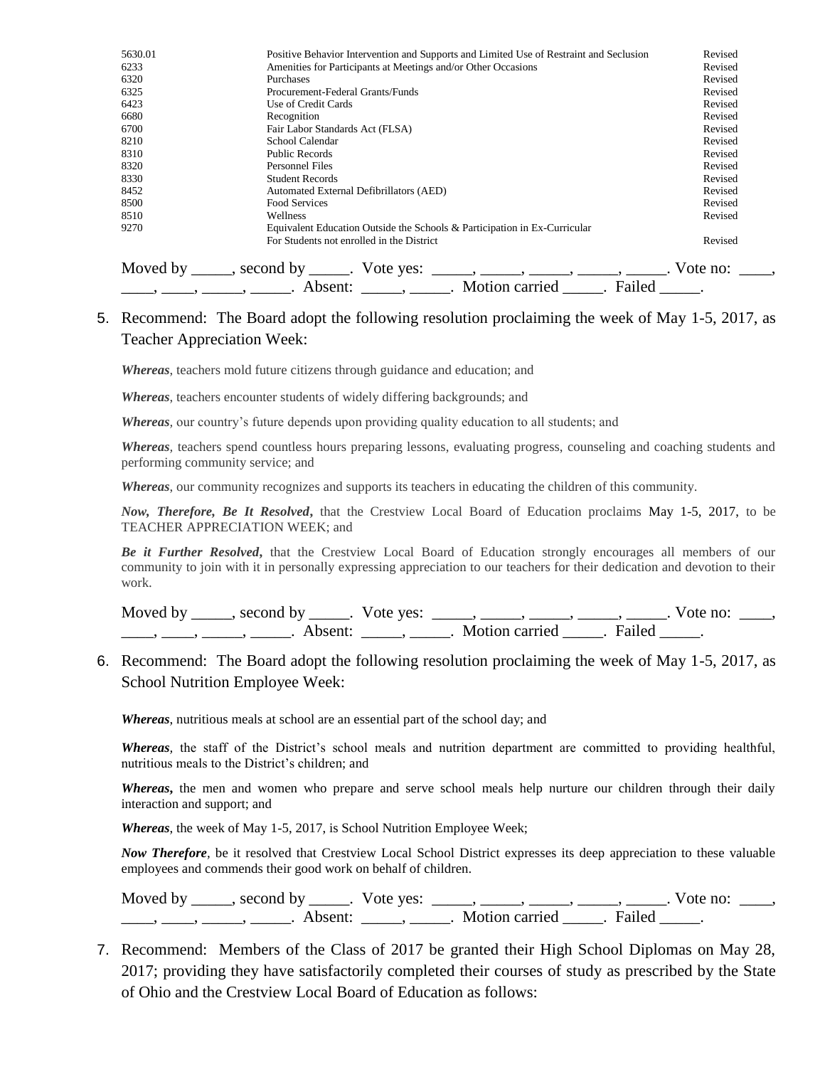| | | |
|---|---|---|
| 5630.01 | Positive Behavior Intervention and Supports and Limited Use of Restraint and Seclusion | Revised |
| 6233 | Amenities for Participants at Meetings and/or Other Occasions | Revised |
| 6320 | Purchases | Revised |
| 6325 | Procurement-Federal Grants/Funds | Revised |
| 6423 | Use of Credit Cards | Revised |
| 6680 | Recognition | Revised |
| 6700 | Fair Labor Standards Act (FLSA) | Revised |
| 8210 | School Calendar | Revised |
| 8310 | Public Records | Revised |
| 8320 | Personnel Files | Revised |
| 8330 | Student Records | Revised |
| 8452 | Automated External Defibrillators (AED) | Revised |
| 8500 | Food Services | Revised |
| 8510 | Wellness | Revised |
| 9270 | Equivalent Education Outside the Schools & Participation in Ex-Curricular For Students not enrolled in the District | Revised |

Moved by _____, second by _____. Vote yes: _____, _____, _____, _____, _____. Vote no: ____, ____, ____, _____, _____. Absent: _____, _____. Motion carried _____. Failed _____.

5. Recommend: The Board adopt the following resolution proclaiming the week of May 1-5, 2017, as Teacher Appreciation Week:

***Whereas***, teachers mold future citizens through guidance and education; and

***Whereas***, teachers encounter students of widely differing backgrounds; and

***Whereas***, our country's future depends upon providing quality education to all students; and

***Whereas***, teachers spend countless hours preparing lessons, evaluating progress, counseling and coaching students and performing community service; and

***Whereas***, our community recognizes and supports its teachers in educating the children of this community.

***Now, Therefore, Be It Resolved***, that the Crestview Local Board of Education proclaims May 1-5, 2017, to be TEACHER APPRECIATION WEEK; and

***Be it Further Resolved***, that the Crestview Local Board of Education strongly encourages all members of our community to join with it in personally expressing appreciation to our teachers for their dedication and devotion to their work.

Moved by _____, second by _____. Vote yes: _____, _____, _____, _____, _____. Vote no: ____, ____, ____, _____, _____. Absent: _____, _____. Motion carried _____. Failed _____.

6. Recommend: The Board adopt the following resolution proclaiming the week of May 1-5, 2017, as School Nutrition Employee Week:

***Whereas***, nutritious meals at school are an essential part of the school day; and

***Whereas***, the staff of the District's school meals and nutrition department are committed to providing healthful, nutritious meals to the District's children; and

***Whereas***, the men and women who prepare and serve school meals help nurture our children through their daily interaction and support; and

***Whereas***, the week of May 1-5, 2017, is School Nutrition Employee Week;

***Now Therefore***, be it resolved that Crestview Local School District expresses its deep appreciation to these valuable employees and commends their good work on behalf of children.

Moved by _____, second by _____. Vote yes: _____, _____, _____, _____, _____. Vote no: ____, ____, ____, _____, _____. Absent: _____, _____. Motion carried _____. Failed _____.

7. Recommend: Members of the Class of 2017 be granted their High School Diplomas on May 28, 2017; providing they have satisfactorily completed their courses of study as prescribed by the State of Ohio and the Crestview Local Board of Education as follows: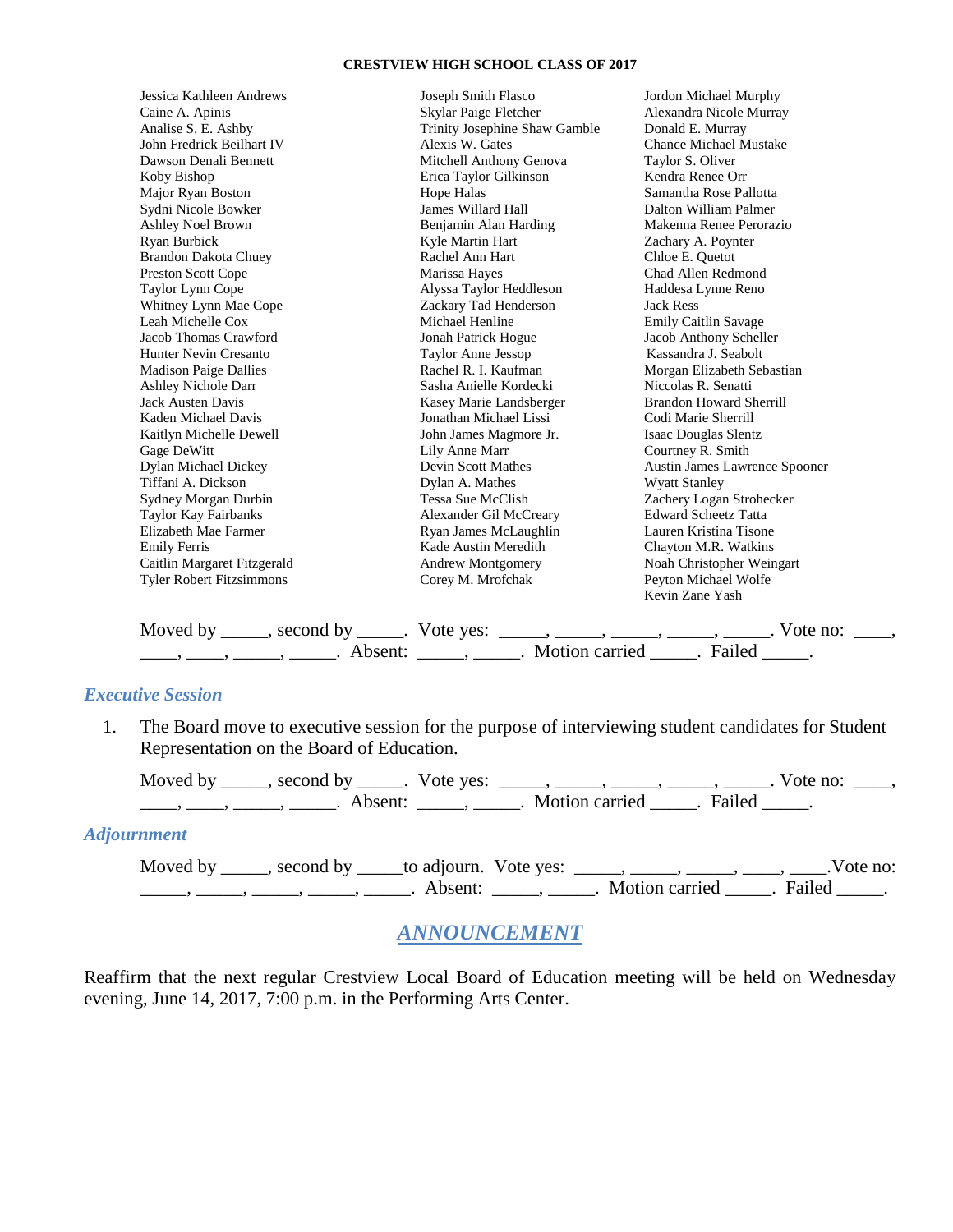**CRESTVIEW HIGH SCHOOL CLASS OF 2017**

Jessica Kathleen Andrews
Caine A. Apinis
Analise S. E. Ashby
John Fredrick Beilhart IV
Dawson Denali Bennett
Koby Bishop
Major Ryan Boston
Sydni Nicole Bowker
Ashley Noel Brown
Ryan Burbick
Brandon Dakota Chuey
Preston Scott Cope
Taylor Lynn Cope
Whitney Lynn Mae Cope
Leah Michelle Cox
Jacob Thomas Crawford
Hunter Nevin Cresanto
Madison Paige Dallies
Ashley Nichole Darr
Jack Austen Davis
Kaden Michael Davis
Kaitlyn Michelle Dewell
Gage DeWitt
Dylan Michael Dickey
Tiffani A. Dickson
Sydney Morgan Durbin
Taylor Kay Fairbanks
Elizabeth Mae Farmer
Emily Ferris
Caitlin Margaret Fitzgerald
Tyler Robert Fitzsimmons
Joseph Smith Flasco
Skylar Paige Fletcher
Trinity Josephine Shaw Gamble
Alexis W. Gates
Mitchell Anthony Genova
Erica Taylor Gilkinson
Hope Halas
James Willard Hall
Benjamin Alan Harding
Kyle Martin Hart
Rachel Ann Hart
Marissa Hayes
Alyssa Taylor Heddleson
Zackary Tad Henderson
Michael Henline
Jonah Patrick Hogue
Taylor Anne Jessop
Rachel R. I. Kaufman
Sasha Anielle Kordecki
Kasey Marie Landsberger
Jonathan Michael Lissi
John James Magmore Jr.
Lily Anne Marr
Devin Scott Mathes
Dylan A. Mathes
Tessa Sue McClish
Alexander Gil McCreary
Ryan James McLaughlin
Kade Austin Meredith
Andrew Montgomery
Corey M. Mrofchak
Jordon Michael Murphy
Alexandra Nicole Murray
Donald E. Murray
Chance Michael Mustake
Taylor S. Oliver
Kendra Renee Orr
Samantha Rose Pallotta
Dalton William Palmer
Makenna Renee Perorazio
Zachary A. Poynter
Chloe E. Quetot
Chad Allen Redmond
Haddesa Lynne Reno
Jack Ress
Emily Caitlin Savage
Jacob Anthony Scheller
Kassandra J. Seabolt
Morgan Elizabeth Sebastian
Niccolas R. Senatti
Brandon Howard Sherrill
Codi Marie Sherrill
Isaac Douglas Slentz
Courtney R. Smith
Austin James Lawrence Spooner
Wyatt Stanley
Zachery Logan Strohecker
Edward Scheetz Tatta
Lauren Kristina Tisone
Chayton M.R. Watkins
Noah Christopher Weingart
Peyton Michael Wolfe
Kevin Zane Yash

Moved by _____, second by _____. Vote yes: _____, _____, _____, _____, _____. Vote no: ____, ____, ____, _____, _____. Absent: _____, _____. Motion carried _____. Failed _____.

### *Executive Session*

1. The Board move to executive session for the purpose of interviewing student candidates for Student Representation on the Board of Education.

Moved by _____, second by _____. Vote yes: _____, _____, _____, _____, _____. Vote no: ____, ____, ____, _____, _____. Absent: _____, _____. Motion carried _____. Failed _____.

### *Adjournment*

Moved by _____, second by _____to adjourn. Vote yes: _____, _____, _____, ____, ____.Vote no: _____, _____, _____, _____, _____. Absent: _____, _____. Motion carried _____. Failed _____.

## *ANNOUNCEMENT*

Reaffirm that the next regular Crestview Local Board of Education meeting will be held on Wednesday evening, June 14, 2017, 7:00 p.m. in the Performing Arts Center.